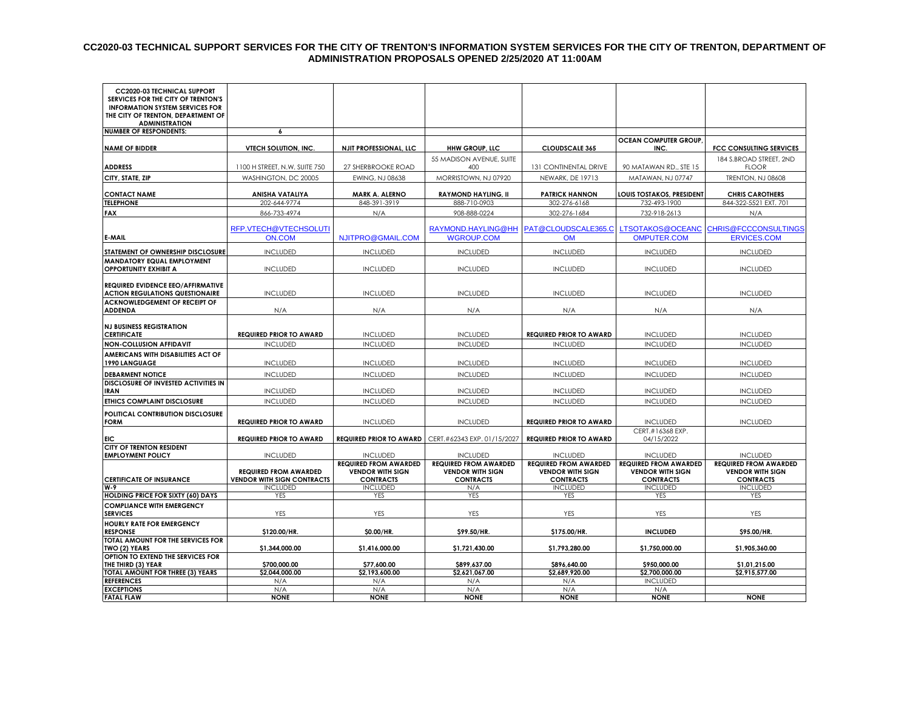# CC2020-03 TECHNICAL SUPPORT SERVICES FOR THE CITY OF TRENTON'S INFORMATION SYSTEM SERVICES FOR THE CITY OF TRENTON, DEPARTMENT OF ADMINISTRATION PROPOSALS OPENED 2/25/2020 AT 11:00AM

| CC2020-03 TECHNICAL SUPPORT SERVICES FOR THE CITY OF TRENTON'S INFORMATION SYSTEM SERVICES FOR THE CITY OF TRENTON, DEPARTMENT OF ADMINISTRATION | | | | | | |
|---|---|---|---|---|---|---|
| **NUMBER OF RESPONDENTS:** | 6 | | | | | |
| **NAME OF BIDDER** | **VTECH SOLUTION, INC.** | **NJIT PROFESSIONAL, LLC** | **HHW GROUP, LLC** | **CLOUDSCALE 365** | **OCEAN COMPUTER GROUP, INC.** | **FCC CONSULTING SERVICES** |
| **ADDRESS** | 1100 H STREET, N.W. SUITE 750 | 27 SHERBROOKE ROAD | 55 MADISON AVENUE, SUITE 400 | 131 CONTINENTAL DRIVE | 90 MATAWAN RD., STE 15 | 184 S.BROAD STREET, 2ND FLOOR |
| **CITY, STATE, ZIP** | WASHINGTON, DC 20005 | EWING, NJ 08638 | MORRISTOWN, NJ 07920 | NEWARK, DE 19713 | MATAWAN, NJ 07747 | TRENTON, NJ 08608 |
| **CONTACT NAME** | **ANISHA VATALIYA** | **MARK A. ALERNO** | **RAYMOND HAYLING, II** | **PATRICK HANNON** | **LOUIS TOSTAKOS, PRESIDENT** | **CHRIS CAROTHERS** |
| **TELEPHONE** | 202-644-9774 | 848-391-3919 | 888-710-0903 | 302-276-6168 | 732-493-1900 | 844-322-5521 EXT. 701 |
| **FAX** | 866-733-4974 | N/A | 908-888-0224 | 302-276-1684 | 732-918-2613 | N/A |
| **E-MAIL** | RFP.VTECH@VTECHSOLUTION.COM | NJITPRO@GMAIL.COM | RAYMOND.HAYLING@HHWGROUP.COM | PAT@CLOUDSCALE365.COM | LTSOTAKOS@OCEANCOMPUTER.COM | CHRIS@FCCCONSULTINGSERVICES.COM |
| **STATEMENT OF OWNERSHIP DISCLOSURE** | INCLUDED | INCLUDED | INCLUDED | INCLUDED | INCLUDED | INCLUDED |
| **MANDATORY EQUAL EMPLOYMENT OPPORTUNITY EXHIBIT A** | INCLUDED | INCLUDED | INCLUDED | INCLUDED | INCLUDED | INCLUDED |
| **REQUIRED EVIDENCE EEO/AFFIRMATIVE ACTION REGULATIONS QUESTIONAIRE** | INCLUDED | INCLUDED | INCLUDED | INCLUDED | INCLUDED | INCLUDED |
| **ACKNOWLEDGEMENT OF RECEIPT OF ADDENDA** | N/A | N/A | N/A | N/A | N/A | N/A |
| **NJ BUSINESS REGISTRATION CERTIFICATE** | **REQUIRED PRIOR TO AWARD** | INCLUDED | INCLUDED | **REQUIRED PRIOR TO AWARD** | INCLUDED | INCLUDED |
| **NON-COLLUSION AFFIDAVIT** | INCLUDED | INCLUDED | INCLUDED | INCLUDED | INCLUDED | INCLUDED |
| **AMERICANS WITH DISABILITIES ACT OF 1990 LANGUAGE** | INCLUDED | INCLUDED | INCLUDED | INCLUDED | INCLUDED | INCLUDED |
| **DEBARMENT NOTICE** | INCLUDED | INCLUDED | INCLUDED | INCLUDED | INCLUDED | INCLUDED |
| **DISCLOSURE OF INVESTED ACTIVITIES IN IRAN** | INCLUDED | INCLUDED | INCLUDED | INCLUDED | INCLUDED | INCLUDED |
| **ETHICS COMPLAINT DISCLOSURE** | INCLUDED | INCLUDED | INCLUDED | INCLUDED | INCLUDED | INCLUDED |
| **POLITICAL CONTRIBUTION DISCLOSURE FORM** | **REQUIRED PRIOR TO AWARD** | INCLUDED | INCLUDED | **REQUIRED PRIOR TO AWARD** | INCLUDED | INCLUDED |
| **EIC** | **REQUIRED PRIOR TO AWARD** | **REQUIRED PRIOR TO AWARD** | CERT.#62343 EXP. 01/15/2027 | **REQUIRED PRIOR TO AWARD** | CERT.#16368 EXP. 04/15/2022 | |
| **CITY OF TRENTON RESIDENT EMPLOYMENT POLICY** | INCLUDED | INCLUDED | INCLUDED | INCLUDED | INCLUDED | INCLUDED |
| **CERTIFICATE OF INSURANCE** | **REQUIRED FROM AWARDED VENDOR WITH SIGN CONTRACTS** | **REQUIRED FROM AWARDED VENDOR WITH SIGN CONTRACTS** | **REQUIRED FROM AWARDED VENDOR WITH SIGN CONTRACTS** | **REQUIRED FROM AWARDED VENDOR WITH SIGN CONTRACTS** | **REQUIRED FROM AWARDED VENDOR WITH SIGN CONTRACTS** | **REQUIRED FROM AWARDED VENDOR WITH SIGN CONTRACTS** |
| **W-9** | INCLUDED | INCLUDED | N/A | INCLUDED | INCLUDED | INCLUDED |
| **HOLDING PRICE FOR SIXTY (60) DAYS** | YES | YES | YES | YES | YES | YES |
| **COMPLIANCE WITH EMERGENCY SERVICES** | YES | YES | YES | YES | YES | YES |
| **HOURLY RATE FOR EMERGENCY RESPONSE** | **$120.00/HR.** | **$0.00/HR.** | **$99.50/HR.** | **$175.00/HR.** | **INCLUDED** | **$95.00/HR.** |
| **TOTAL AMOUNT FOR THE SERVICES FOR TWO (2) YEARS** | **$1,344,000.00** | **$1,416,000.00** | **$1,721,430.00** | **$1,793,280.00** | **$1,750,000.00** | **$1,905,360.00** |
| **OPTION TO EXTEND THE SERVICES FOR THE THIRD (3) YEAR** | **$700,000.00** | **$77,600.00** | **$899,637.00** | **$896,640.00** | **$950,000.00** | **$1,01,215.00** |
| **TOTAL AMOUNT FOR THREE (3) YEARS** | **$2,044,000.00** | **$2,193,600.00** | **$2,621,067.00** | **$2,689,920.00** | **$2,700,000.00** | **$2,915,577.00** |
| **REFERENCES** | N/A | N/A | N/A | N/A | INCLUDED | |
| **EXCEPTIONS** | N/A | N/A | N/A | N/A | N/A | |
| **FATAL FLAW** | **NONE** | **NONE** | **NONE** | **NONE** | **NONE** | **NONE** |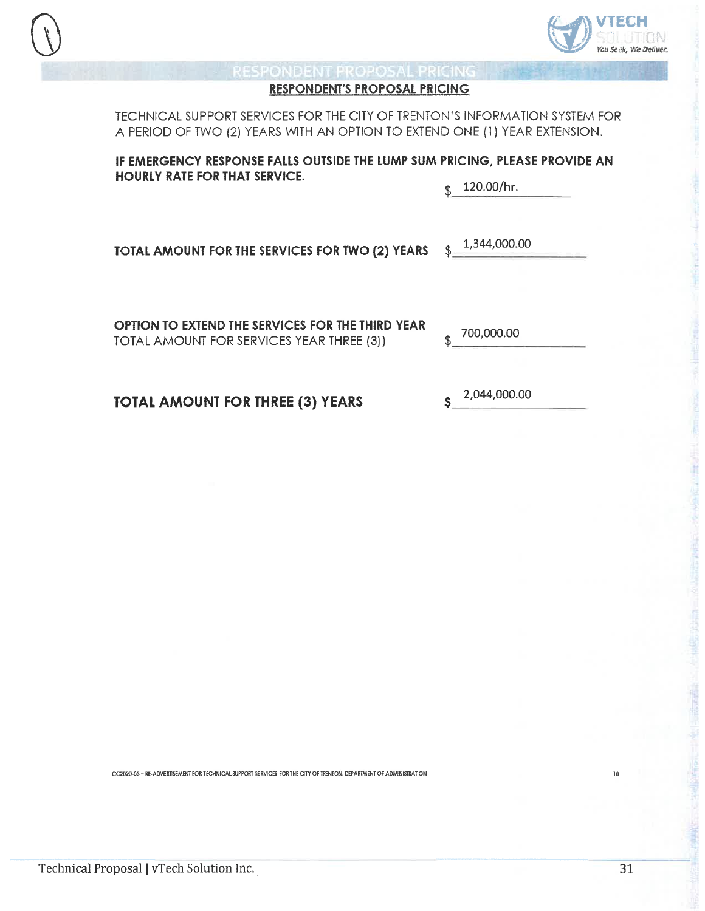## RESPONDENT PROPOSAL PRICING

**RESPONDENT'S PROPOSAL PRICING**

TECHNICAL SUPPORT SERVICES FOR THE CITY OF TRENTON'S INFORMATION SYSTEM FOR A PERIOD OF TWO (2) YEARS WITH AN OPTION TO EXTEND ONE (1) YEAR EXTENSION.

**IF EMERGENCY RESPONSE FALLS OUTSIDE THE LUMP SUM PRICING, PLEASE PROVIDE AN HOURLY RATE FOR THAT SERVICE.** $ 120.00/hr.

**TOTAL AMOUNT FOR THE SERVICES FOR TWO (2) YEARS** $ 1,344,000.00

**OPTION TO EXTEND THE SERVICES FOR THE THIRD YEAR**
TOTAL AMOUNT FOR SERVICES YEAR THREE (3)) $ 700,000.00

**TOTAL AMOUNT FOR THREE (3) YEARS** $ 2,044,000.00

CC2020-03 – RE-ADVERTISEMENT FOR TECHNICAL SUPPORT SERVICES FOR THE CITY OF TRENTON, DEPARTMENT OF ADMINISTRATION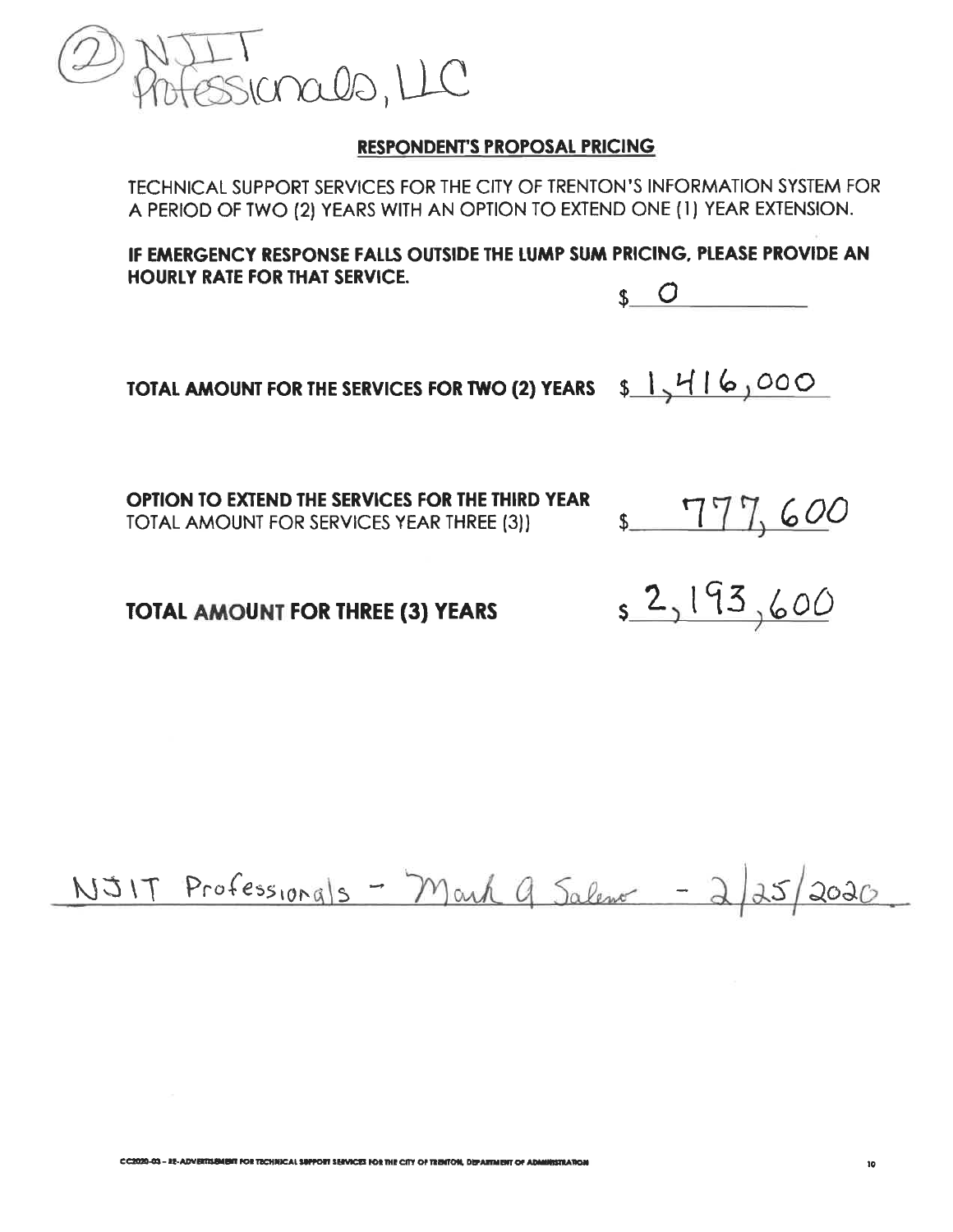(2) NJIT Professionals, LLC

## RESPONDENT'S PROPOSAL PRICING

TECHNICAL SUPPORT SERVICES FOR THE CITY OF TRENTON'S INFORMATION SYSTEM FOR A PERIOD OF TWO (2) YEARS WITH AN OPTION TO EXTEND ONE (1) YEAR EXTENSION.

**IF EMERGENCY RESPONSE FALLS OUTSIDE THE LUMP SUM PRICING, PLEASE PROVIDE AN HOURLY RATE FOR THAT SERVICE.** $ 0

**TOTAL AMOUNT FOR THE SERVICES FOR TWO (2) YEARS** $ 1,416,000

**OPTION TO EXTEND THE SERVICES FOR THE THIRD YEAR**
TOTAL AMOUNT FOR SERVICES YEAR THREE (3)) $ 777,600

**TOTAL AMOUNT FOR THREE (3) YEARS** $ 2,193,600

NJIT Professionals - Mark A Salerno - 2/25/2020

CC2020-03 – RE-ADVERTISEMENT FOR TECHNICAL SUPPORT SERVICES FOR THE CITY OF TRENTON, DEPARTMENT OF ADMINISTRATION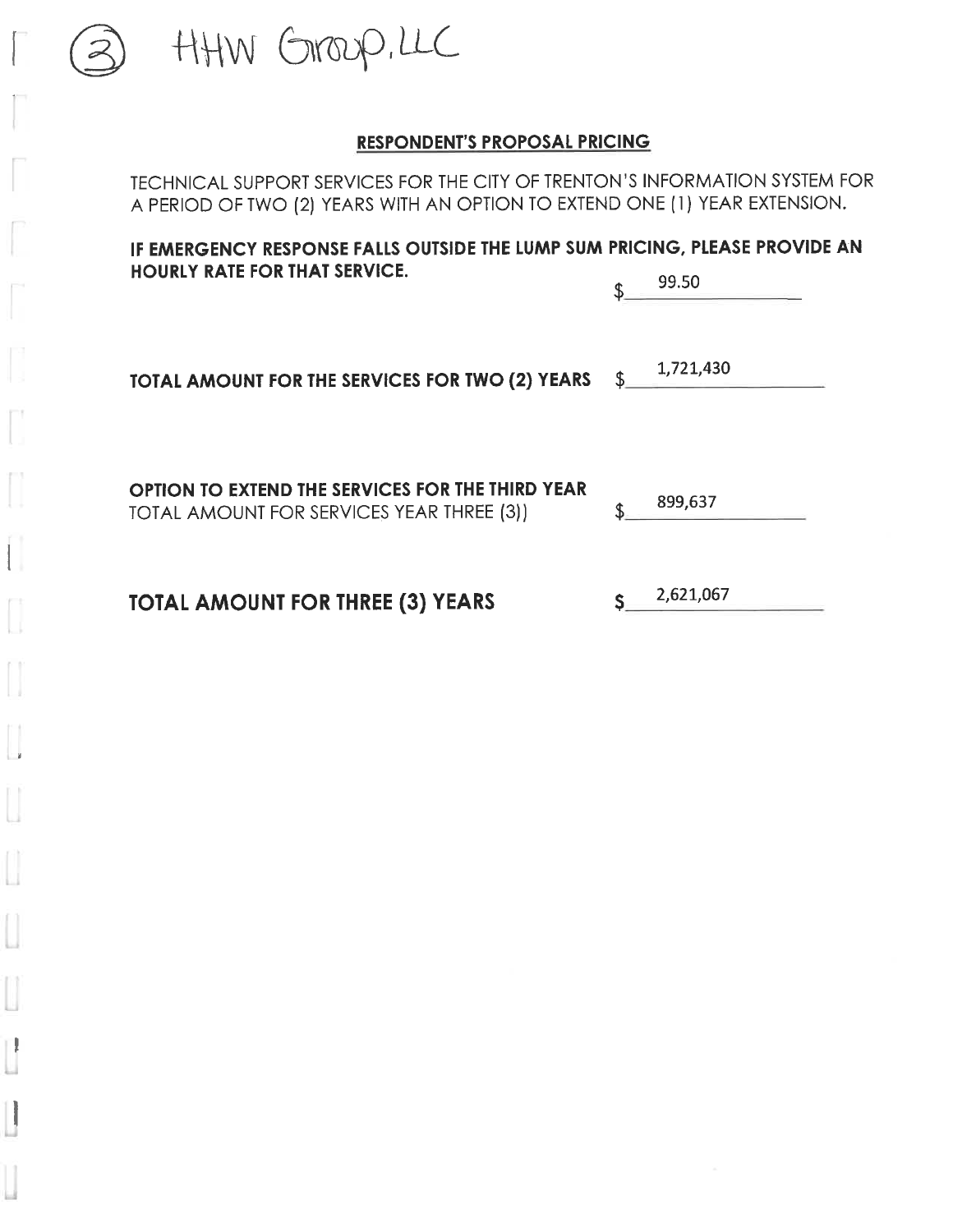(3) HHW Group, LLC

## RESPONDENT'S PROPOSAL PRICING

TECHNICAL SUPPORT SERVICES FOR THE CITY OF TRENTON'S INFORMATION SYSTEM FOR A PERIOD OF TWO (2) YEARS WITH AN OPTION TO EXTEND ONE (1) YEAR EXTENSION.

**IF EMERGENCY RESPONSE FALLS OUTSIDE THE LUMP SUM PRICING, PLEASE PROVIDE AN HOURLY RATE FOR THAT SERVICE.** $ 99.50

**TOTAL AMOUNT FOR THE SERVICES FOR TWO (2) YEARS** $ 1,721,430

**OPTION TO EXTEND THE SERVICES FOR THE THIRD YEAR**
TOTAL AMOUNT FOR SERVICES YEAR THREE (3)) $ 899,637

**TOTAL AMOUNT FOR THREE (3) YEARS** $ 2,621,067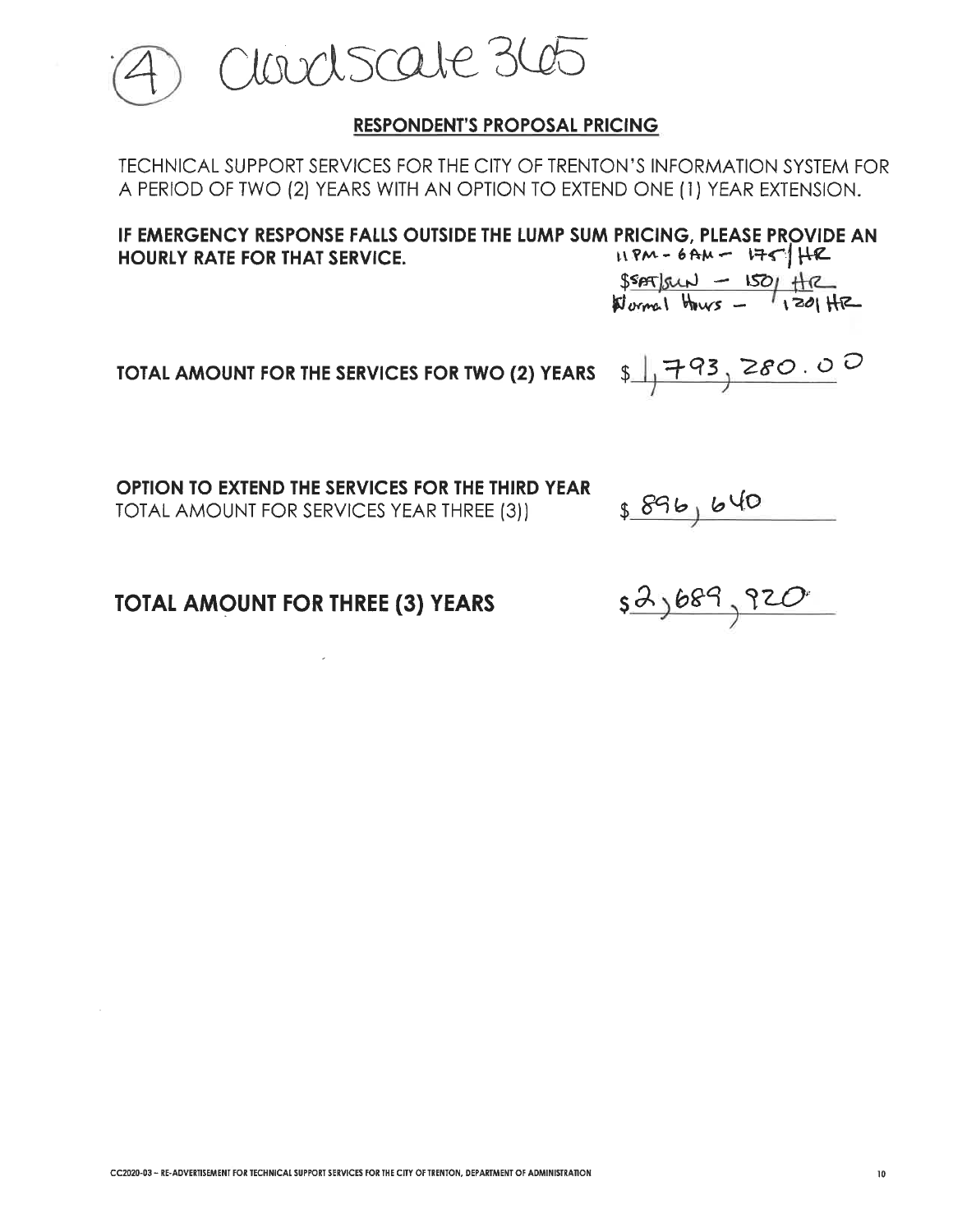(4) Cloudscale 365

## RESPONDENT'S PROPOSAL PRICING

TECHNICAL SUPPORT SERVICES FOR THE CITY OF TRENTON'S INFORMATION SYSTEM FOR A PERIOD OF TWO (2) YEARS WITH AN OPTION TO EXTEND ONE (1) YEAR EXTENSION.

**IF EMERGENCY RESPONSE FALLS OUTSIDE THE LUMP SUM PRICING, PLEASE PROVIDE AN HOURLY RATE FOR THAT SERVICE.**

11PM - 6AM – 175/HR
$SAT/SUN – 150/HR
Normal Hours – 120/HR

**TOTAL AMOUNT FOR THE SERVICES FOR TWO (2) YEARS** $1,793,280.00

**OPTION TO EXTEND THE SERVICES FOR THE THIRD YEAR**
TOTAL AMOUNT FOR SERVICES YEAR THREE (3)) $896,640

**TOTAL AMOUNT FOR THREE (3) YEARS** $2,689,920

CC2020-03 – RE-ADVERTISEMENT FOR TECHNICAL SUPPORT SERVICES FOR THE CITY OF TRENTON, DEPARTMENT OF ADMINISTRATION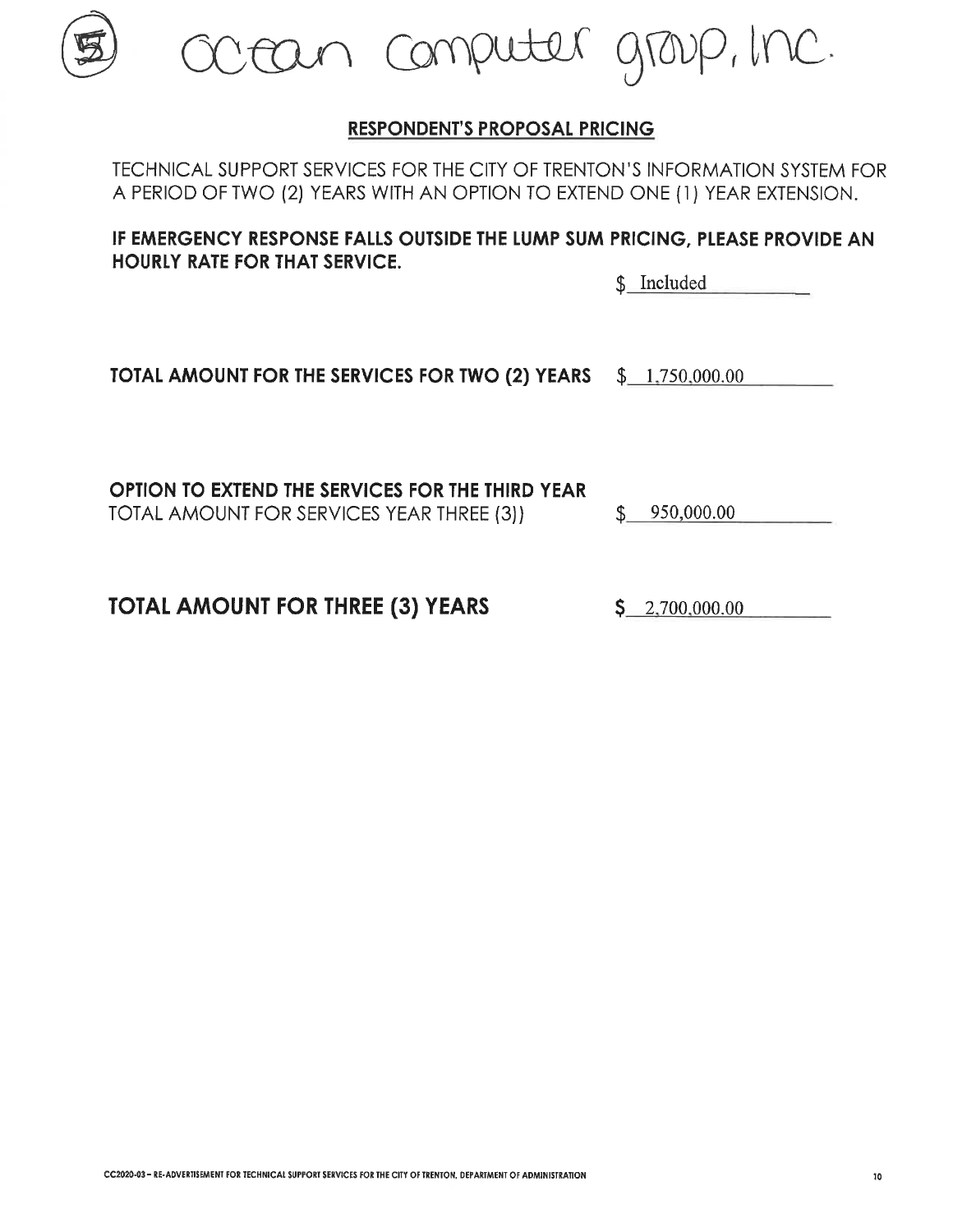(5) Ocean Computer Group, Inc.

**RESPONDENT'S PROPOSAL PRICING**

TECHNICAL SUPPORT SERVICES FOR THE CITY OF TRENTON'S INFORMATION SYSTEM FOR A PERIOD OF TWO (2) YEARS WITH AN OPTION TO EXTEND ONE (1) YEAR EXTENSION.

**IF EMERGENCY RESPONSE FALLS OUTSIDE THE LUMP SUM PRICING, PLEASE PROVIDE AN HOURLY RATE FOR THAT SERVICE.**

$ Included

**TOTAL AMOUNT FOR THE SERVICES FOR TWO (2) YEARS** $ 1,750,000.00

**OPTION TO EXTEND THE SERVICES FOR THE THIRD YEAR**
TOTAL AMOUNT FOR SERVICES YEAR THREE (3)) $ 950,000.00

**TOTAL AMOUNT FOR THREE (3) YEARS** $ 2,700,000.00

CC2020-03 – RE-ADVERTISEMENT FOR TECHNICAL SUPPORT SERVICES FOR THE CITY OF TRENTON, DEPARTMENT OF ADMINISTRATION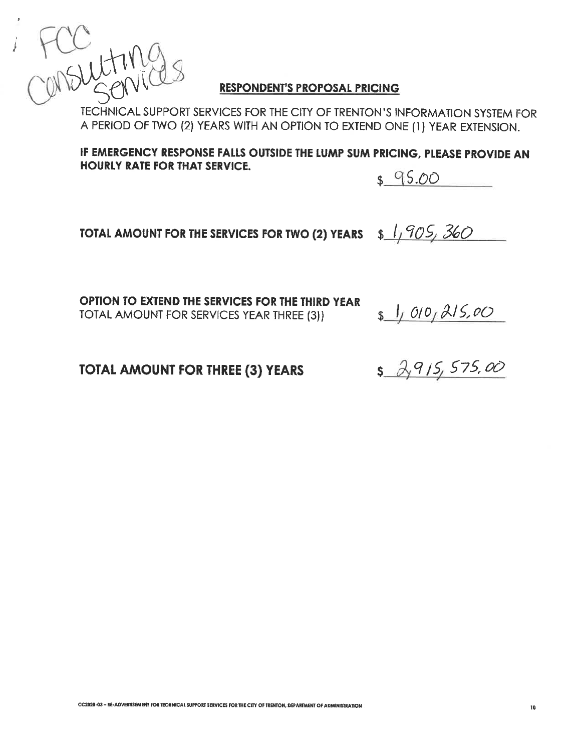FCC Consulting Services

## RESPONDENT'S PROPOSAL PRICING

TECHNICAL SUPPORT SERVICES FOR THE CITY OF TRENTON'S INFORMATION SYSTEM FOR A PERIOD OF TWO (2) YEARS WITH AN OPTION TO EXTEND ONE (1) YEAR EXTENSION.

**IF EMERGENCY RESPONSE FALLS OUTSIDE THE LUMP SUM PRICING, PLEASE PROVIDE AN HOURLY RATE FOR THAT SERVICE.** $ 95.00

**TOTAL AMOUNT FOR THE SERVICES FOR TWO (2) YEARS** $ 1,905,360

**OPTION TO EXTEND THE SERVICES FOR THE THIRD YEAR**
TOTAL AMOUNT FOR SERVICES YEAR THREE (3)) $ 1,010,215.00

**TOTAL AMOUNT FOR THREE (3) YEARS** $ 2,915,575.00

CC2020-03 – RE-ADVERTISEMENT FOR TECHNICAL SUPPORT SERVICES FOR THE CITY OF TRENTON, DEPARTMENT OF ADMINISTRATION